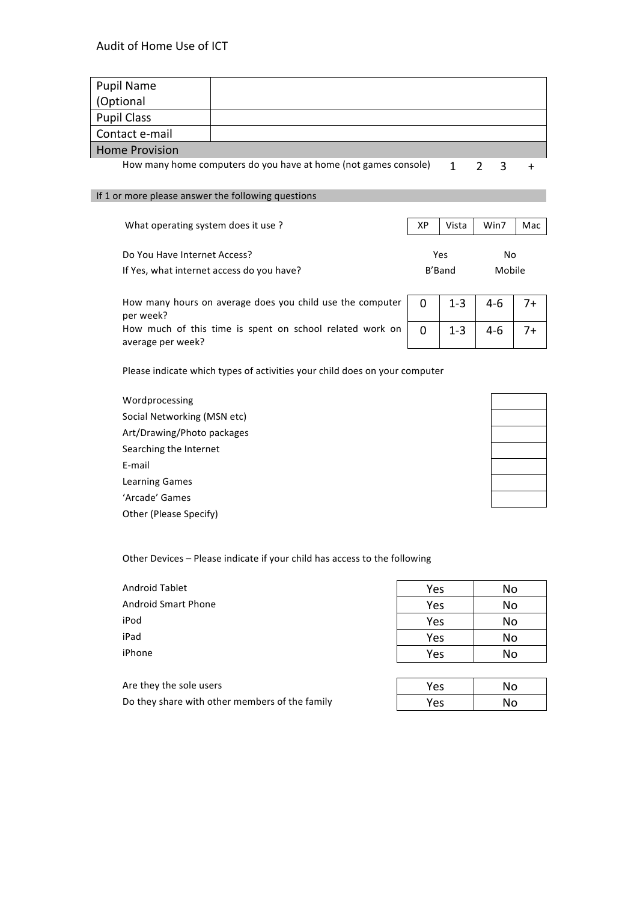# Audit of Home Use of ICT

| Pupil Name (Optional | |
|---|---|
| Pupil Class | |
| Contact e-mail | |

**Home Provision**

How many home computers do you have at home (not games console) 1 2 3 +

**If 1 or more please answer the following questions**

| What operating system does it use ? | XP | Vista | Win7 | Mac |
|---|---|---|---|---|

| | | |
|---|---|---|
| Do You Have Internet Access? | Yes | No |
| If Yes, what internet access do you have? | B'Band | Mobile |

| | | | | |
|---|---|---|---|---|
| How many hours on average does you child use the computer per week? | 0 | 1-3 | 4-6 | 7+ |
| How much of this time is spent on school related work on average per week? | 0 | 1-3 | 4-6 | 7+ |

Please indicate which types of activities your child does on your computer

| Activity | |
|---|---|
| Wordprocessing | |
| Social Networking (MSN etc) | |
| Art/Drawing/Photo packages | |
| Searching the Internet | |
| E-mail | |
| Learning Games | |
| 'Arcade' Games | |

Other (Please Specify)

Other Devices – Please indicate if your child has access to the following

| Device | | |
|---|---|---|
| Android Tablet | Yes | No |
| Android Smart Phone | Yes | No |
| iPod | Yes | No |
| iPad | Yes | No |
| iPhone | Yes | No |

| | | |
|---|---|---|
| Are they the sole users | Yes | No |
| Do they share with other members of the family | Yes | No |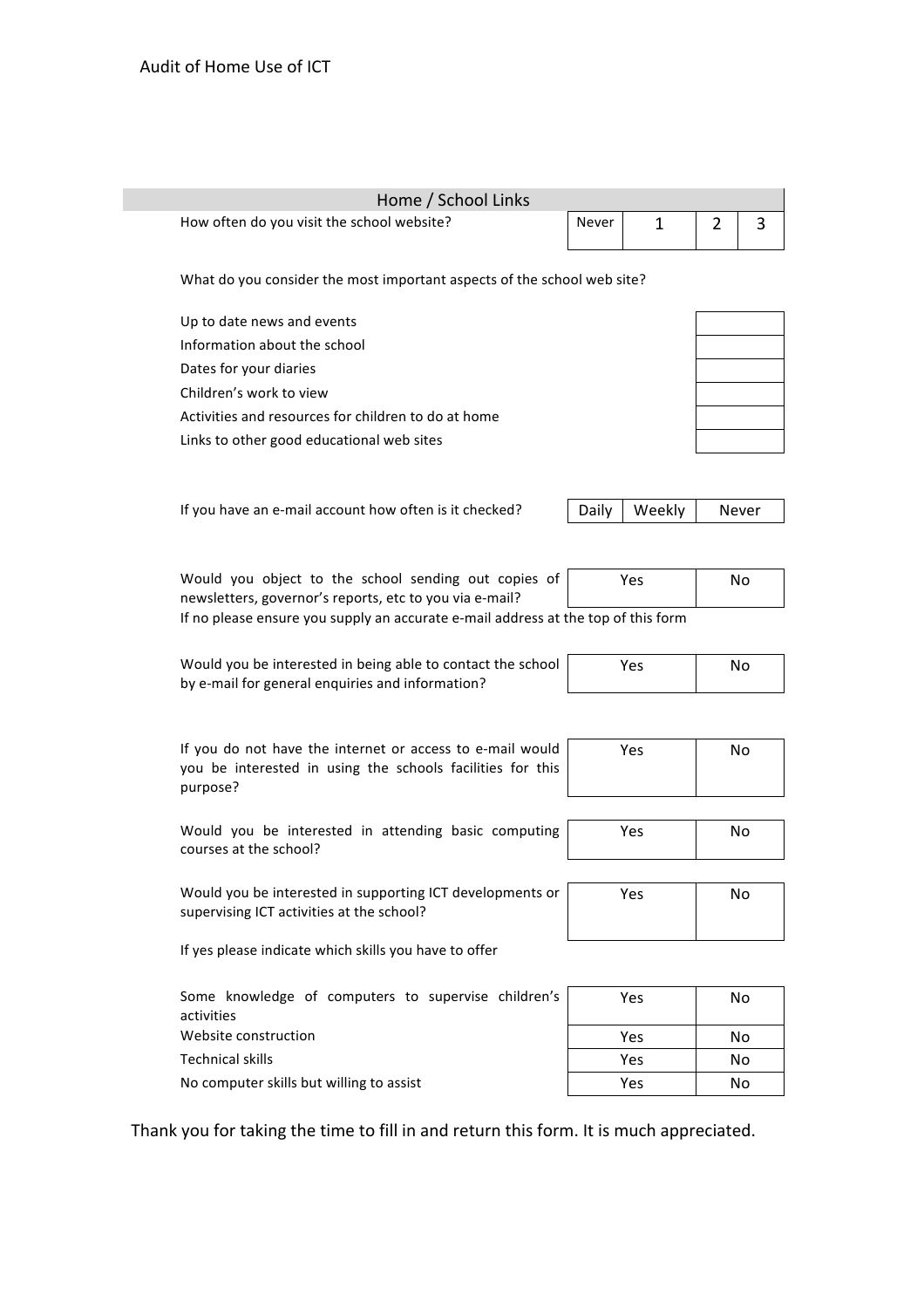Audit of Home Use of ICT

## Home / School Links

| | | | | |
|---|---|---|---|---|
| How often do you visit the school website? | Never | 1 | 2 | 3 |

What do you consider the most important aspects of the school web site?

| | |
|---|---|
| Up to date news and events | |
| Information about the school | |
| Dates for your diaries | |
| Children's work to view | |
| Activities and resources for children to do at home | |
| Links to other good educational web sites | |

| | | | |
|---|---|---|---|
| If you have an e-mail account how often is it checked? | Daily | Weekly | Never |

| | | |
|---|---|---|
| Would you object to the school sending out copies of newsletters, governor's reports, etc to you via e-mail? | Yes | No |

If no please ensure you supply an accurate e-mail address at the top of this form

| | | |
|---|---|---|
| Would you be interested in being able to contact the school by e-mail for general enquiries and information? | Yes | No |
| If you do not have the internet or access to e-mail would you be interested in using the schools facilities for this purpose? | Yes | No |
| Would you be interested in attending basic computing courses at the school? | Yes | No |
| Would you be interested in supporting ICT developments or supervising ICT activities at the school? | Yes | No |

If yes please indicate which skills you have to offer

| | | |
|---|---|---|
| Some knowledge of computers to supervise children's activities | Yes | No |
| Website construction | Yes | No |
| Technical skills | Yes | No |
| No computer skills but willing to assist | Yes | No |

Thank you for taking the time to fill in and return this form. It is much appreciated.